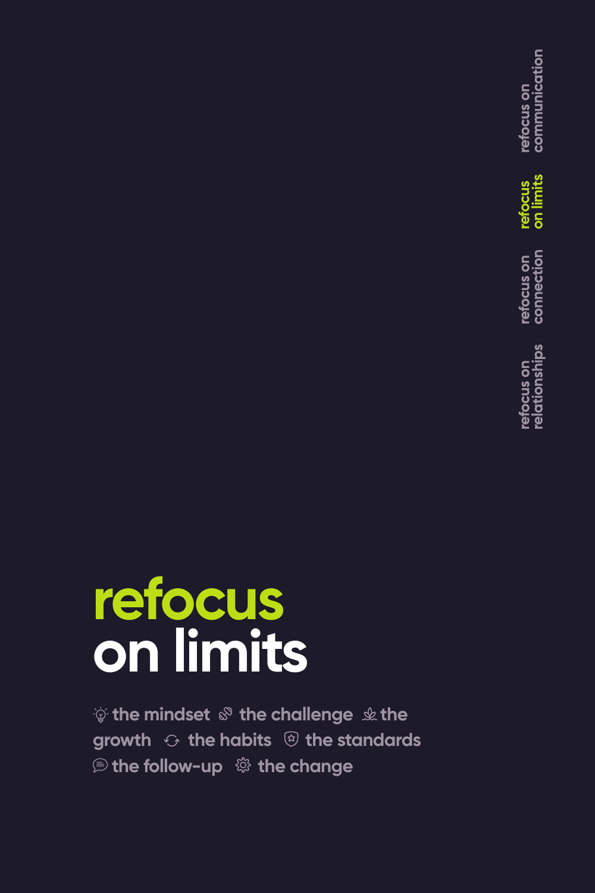refocus on communication

refocus on limits

refocus on connection

refocus on relationships

# refocus on limits

the mindset · the challenge · the growth · the habits · the standards · the follow-up · the change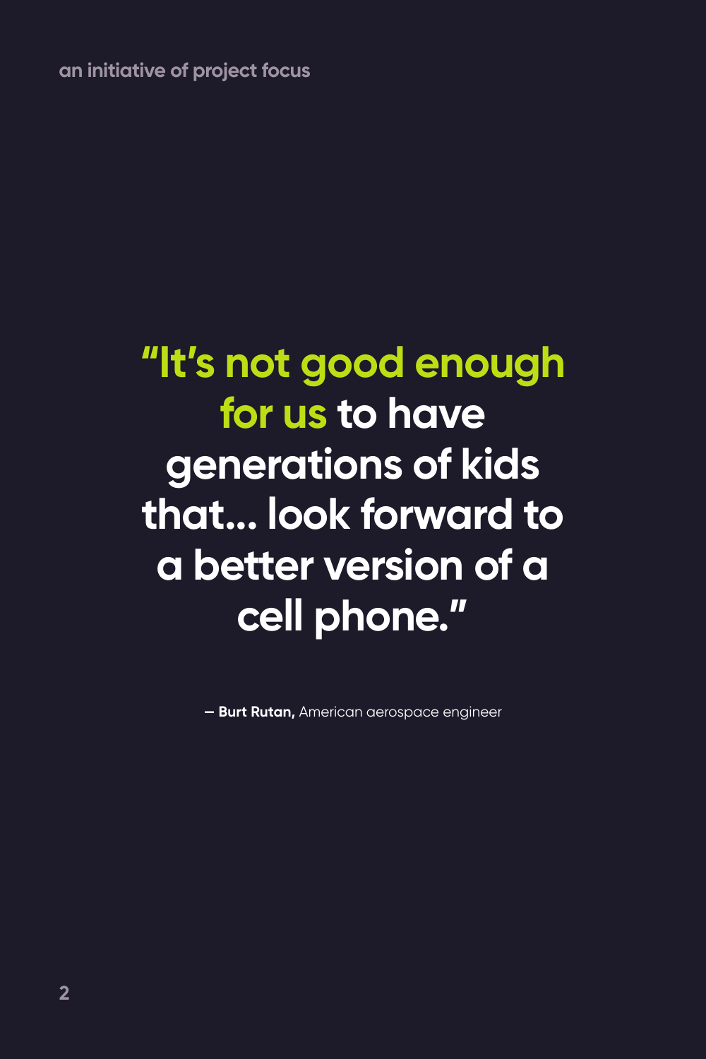> **"It's not good enough for us to have generations of kids that... look forward to a better version of a cell phone."**
>
> – **Burt Rutan,** American aerospace engineer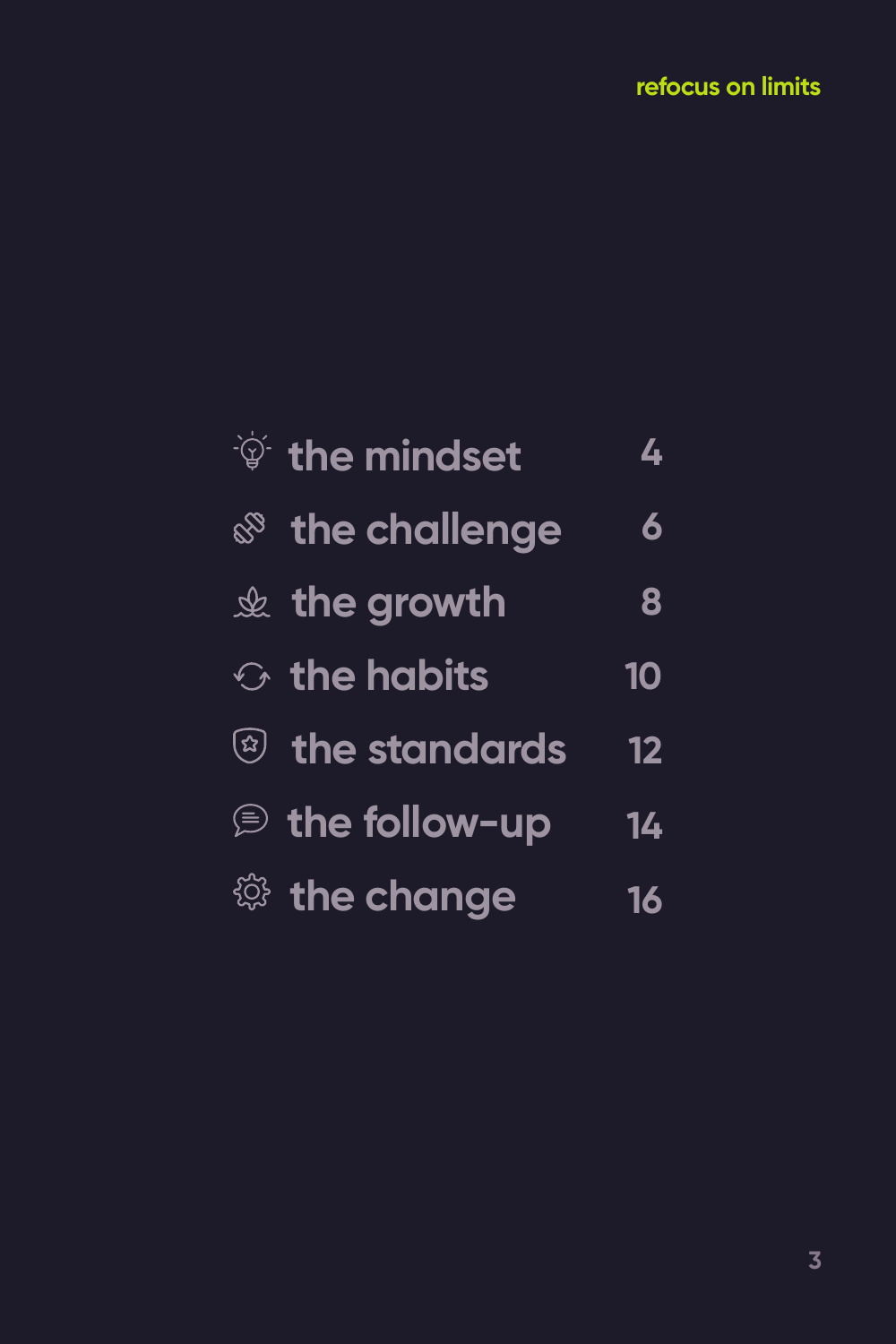| | |
|---|---|
| the mindset | 4 |
| the challenge | 6 |
| the growth | 8 |
| the habits | 10 |
| the standards | 12 |
| the follow-up | 14 |
| the change | 16 |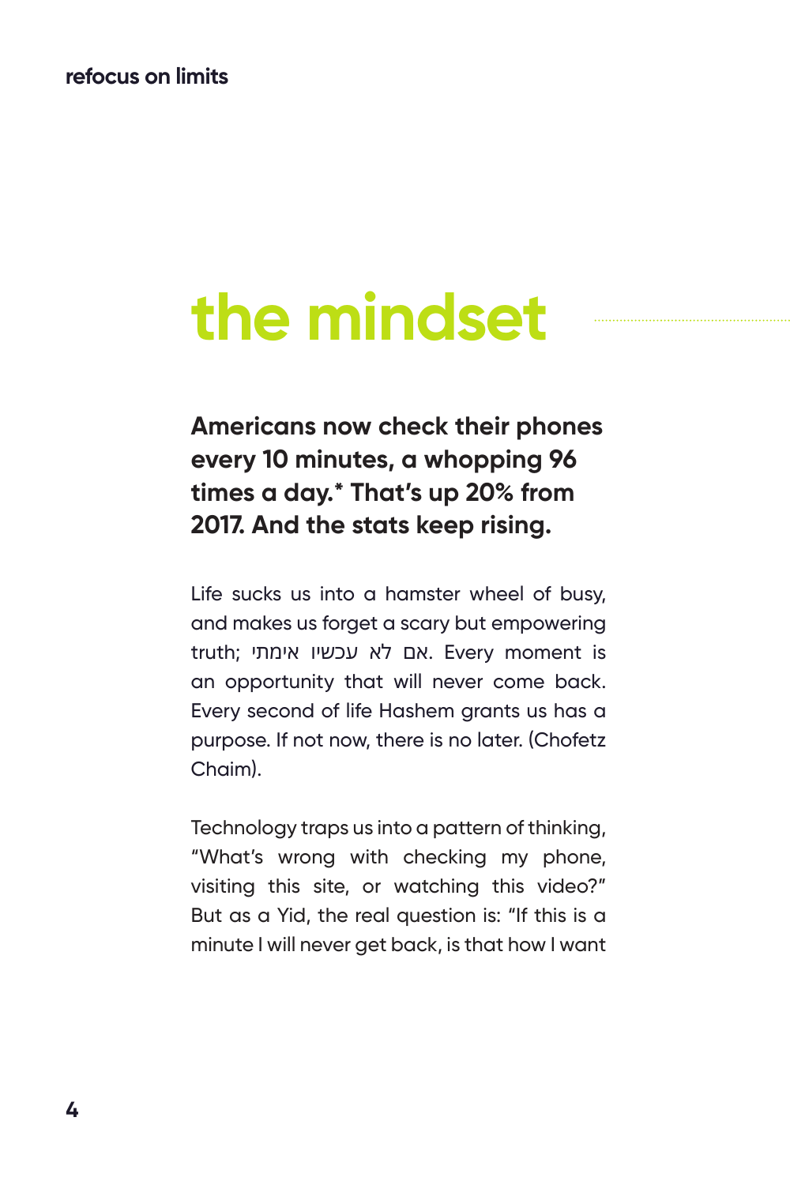# the mindset

**Americans now check their phones every 10 minutes, a whopping 96 times a day.* That's up 20% from 2017. And the stats keep rising.**

Life sucks us into a hamster wheel of busy, and makes us forget a scary but empowering truth; אם לא עכשיו אימתי. Every moment is an opportunity that will never come back. Every second of life Hashem grants us has a purpose. If not now, there is no later. (Chofetz Chaim).

Technology traps us into a pattern of thinking, "What's wrong with checking my phone, visiting this site, or watching this video?" But as a Yid, the real question is: "If this is a minute I will never get back, is that how I want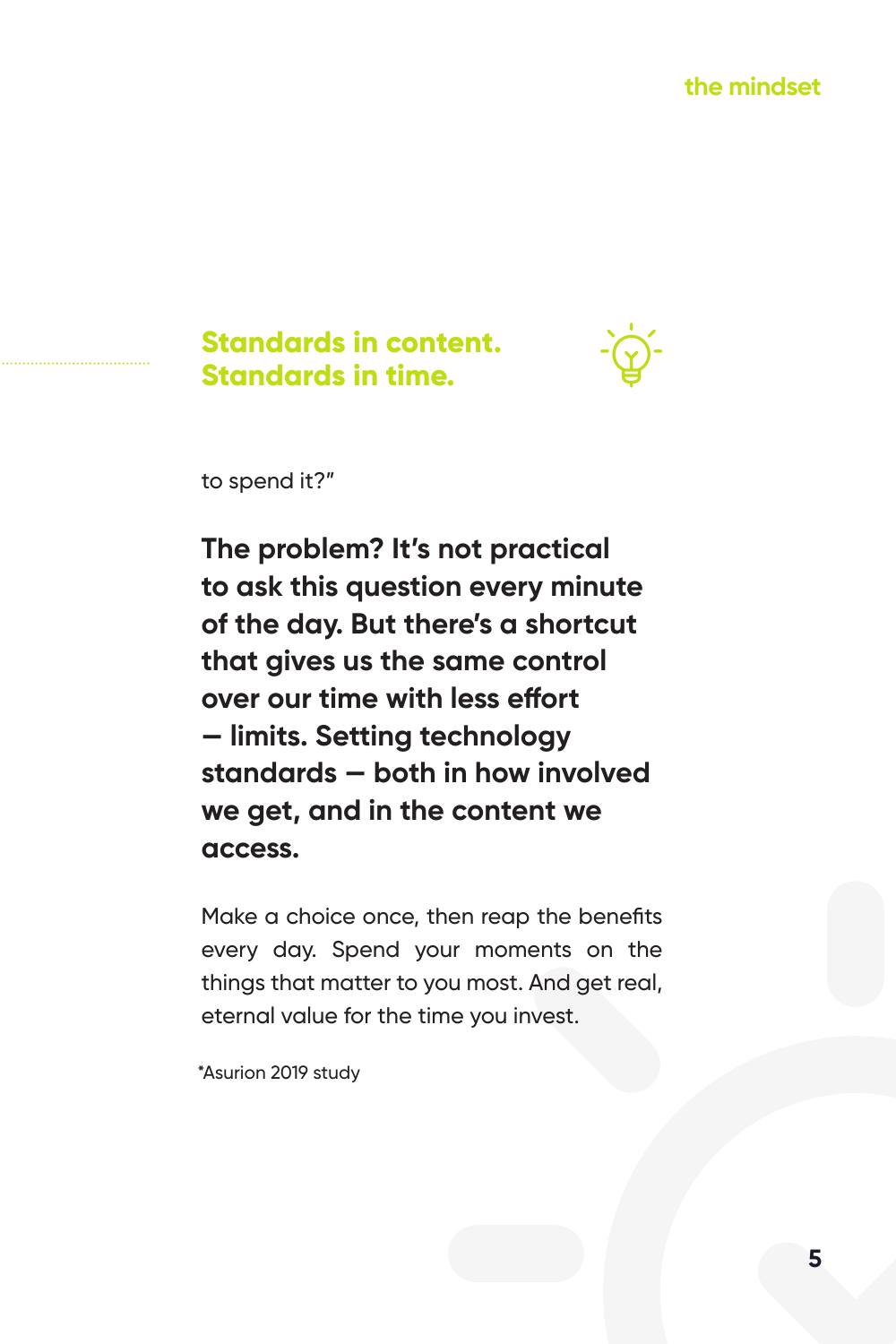## Standards in content.
## Standards in time.

to spend it?"

**The problem? It's not practical to ask this question every minute of the day. But there's a shortcut that gives us the same control over our time with less effort — limits. Setting technology standards — both in how involved we get, and in the content we access.**

Make a choice once, then reap the benefits every day. Spend your moments on the things that matter to you most. And get real, eternal value for the time you invest.

*Asurion 2019 study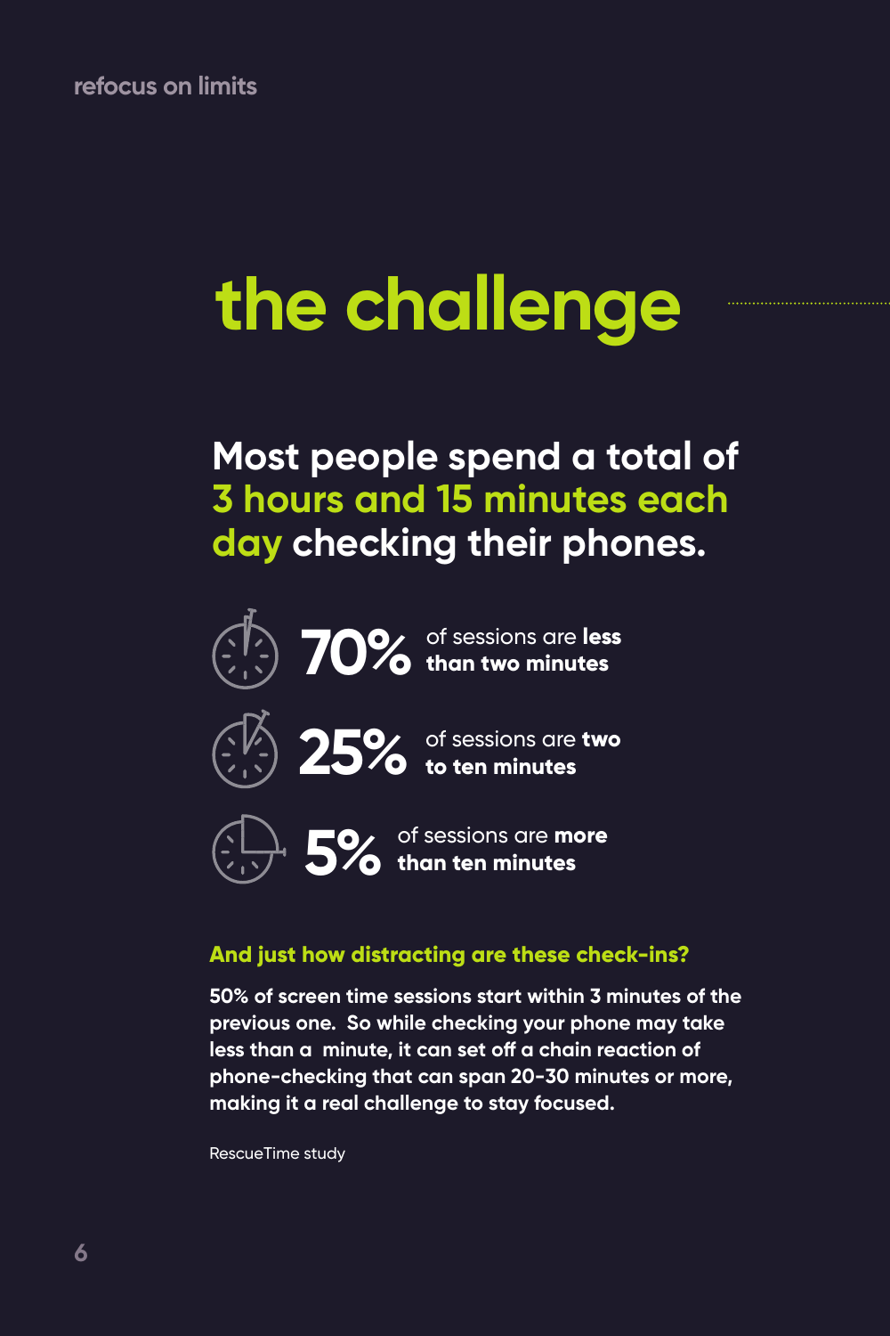# the challenge

## Most people spend a total of 3 hours and 15 minutes each day checking their phones.

**70%** of sessions are **less than two minutes**

**25%** of sessions are **two to ten minutes**

**5%** of sessions are **more than ten minutes**

### And just how distracting are these check-ins?

**50% of screen time sessions start within 3 minutes of the previous one. So while checking your phone may take less than a minute, it can set off a chain reaction of phone-checking that can span 20-30 minutes or more, making it a real challenge to stay focused.**

RescueTime study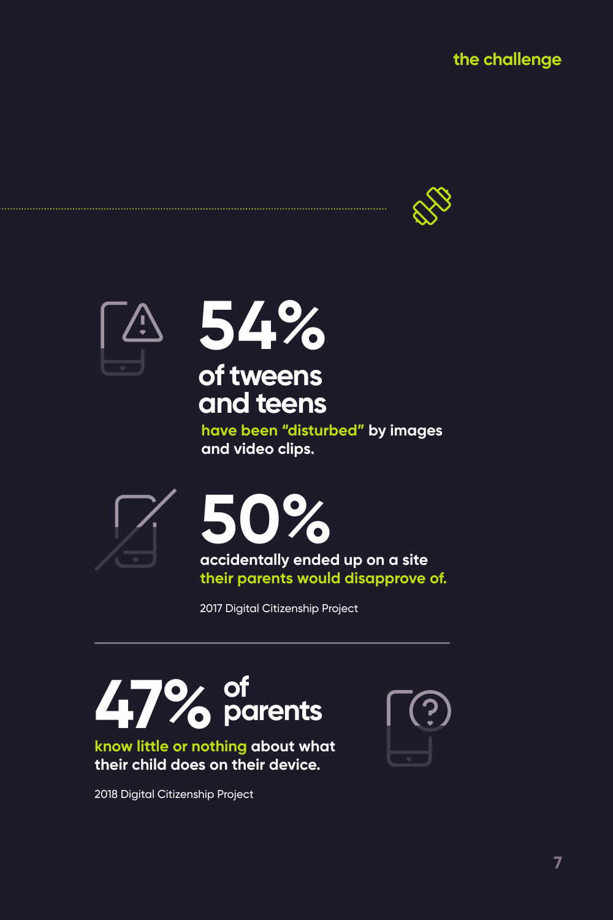the challenge

## 54%

### of tweens and teens

have been "disturbed" by images and video clips.

## 50%

accidentally ended up on a site their parents would disapprove of.

2017 Digital Citizenship Project

---

## 47% of parents

know little or nothing about what their child does on their device.

2018 Digital Citizenship Project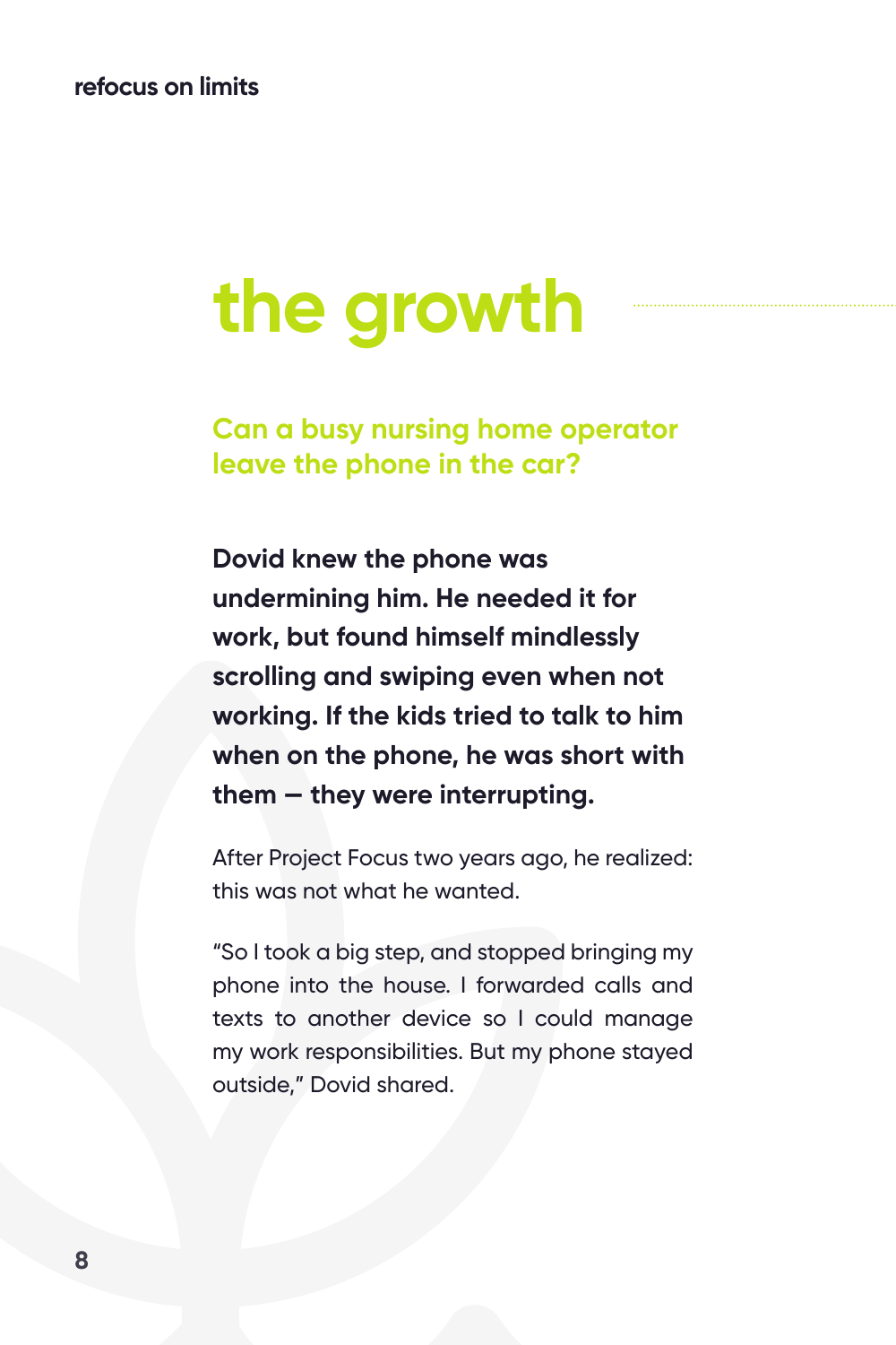# the growth

## Can a busy nursing home operator leave the phone in the car?

**Dovid knew the phone was undermining him. He needed it for work, but found himself mindlessly scrolling and swiping even when not working. If the kids tried to talk to him when on the phone, he was short with them — they were interrupting.**

After Project Focus two years ago, he realized: this was not what he wanted.

"So I took a big step, and stopped bringing my phone into the house. I forwarded calls and texts to another device so I could manage my work responsibilities. But my phone stayed outside," Dovid shared.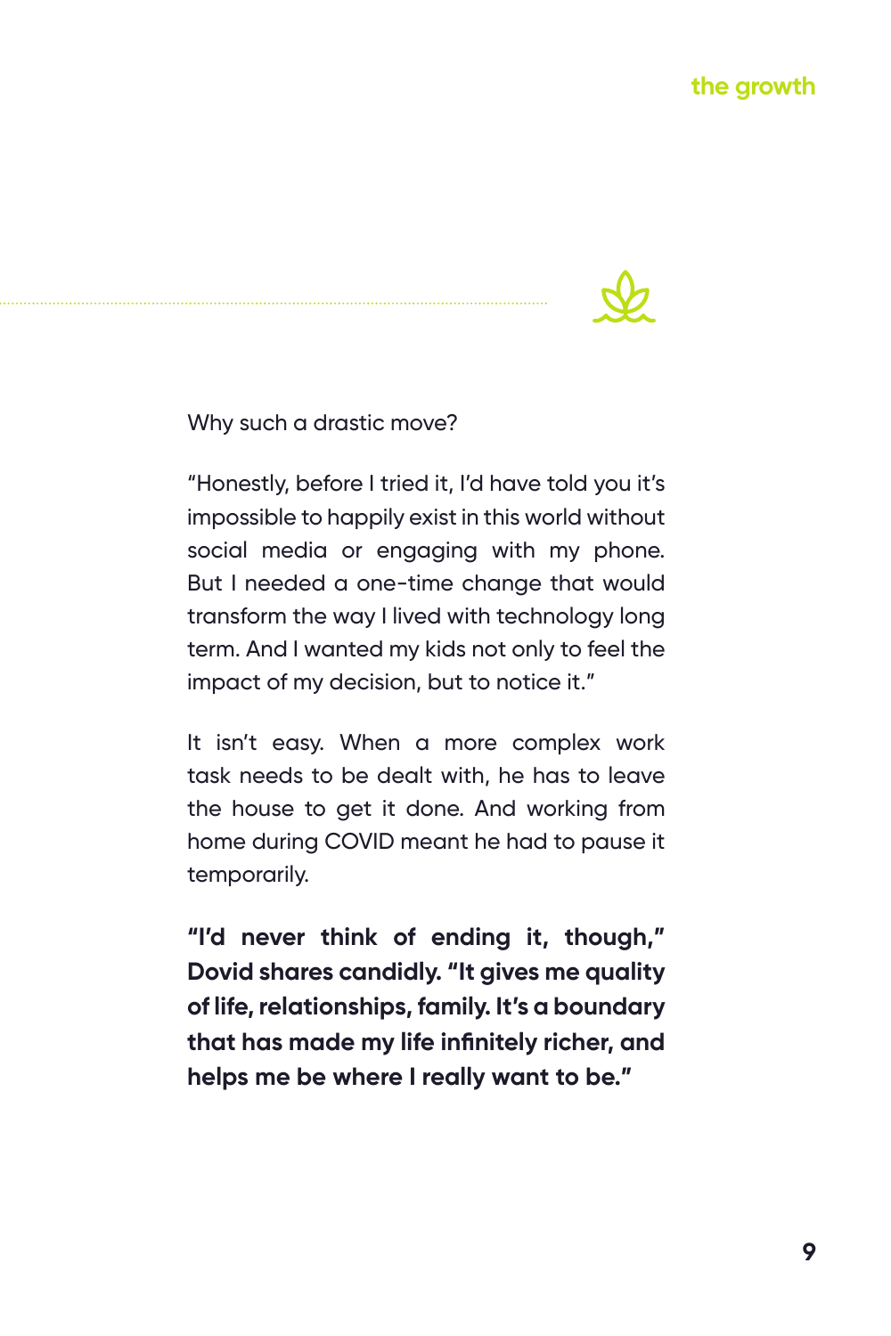Why such a drastic move?

"Honestly, before I tried it, I'd have told you it's impossible to happily exist in this world without social media or engaging with my phone. But I needed a one-time change that would transform the way I lived with technology long term. And I wanted my kids not only to feel the impact of my decision, but to notice it."

It isn't easy. When a more complex work task needs to be dealt with, he has to leave the house to get it done. And working from home during COVID meant he had to pause it temporarily.

**"I'd never think of ending it, though," Dovid shares candidly. "It gives me quality of life, relationships, family. It's a boundary that has made my life infinitely richer, and helps me be where I really want to be."**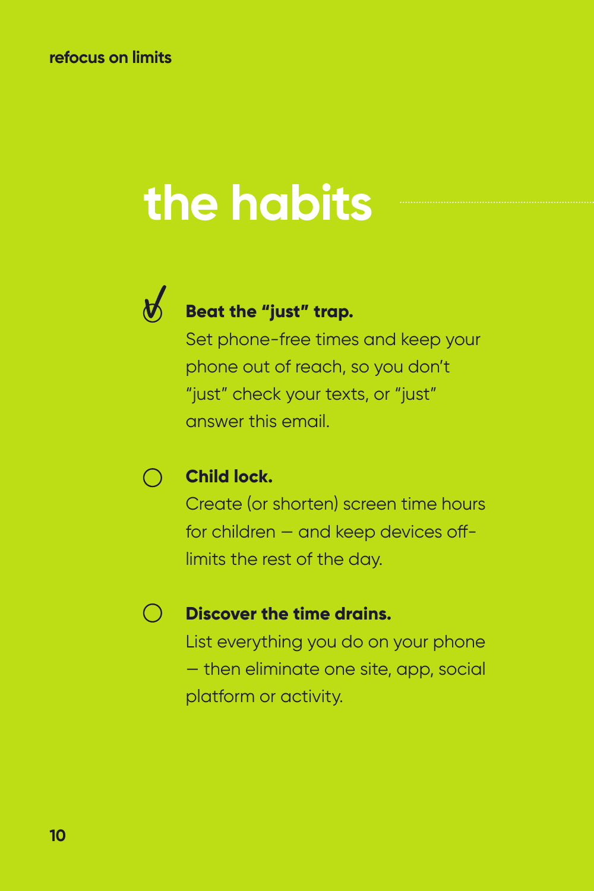# the habits

- [x] **Beat the "just" trap.**
  Set phone-free times and keep your phone out of reach, so you don't "just" check your texts, or "just" answer this email.

- [ ] **Child lock.**
  Create (or shorten) screen time hours for children — and keep devices off-limits the rest of the day.

- [ ] **Discover the time drains.**
  List everything you do on your phone — then eliminate one site, app, social platform or activity.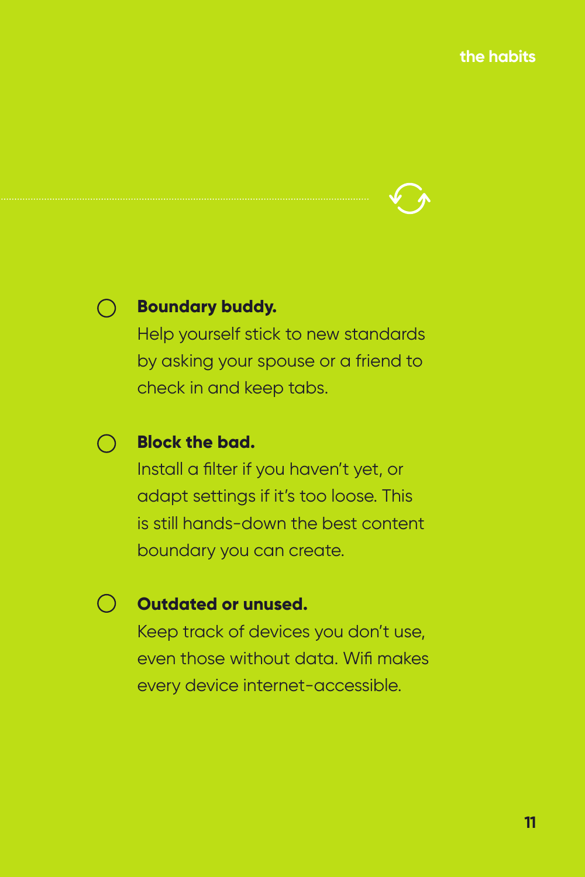- [ ] **Boundary buddy.**
  Help yourself stick to new standards by asking your spouse or a friend to check in and keep tabs.

- [ ] **Block the bad.**
  Install a filter if you haven't yet, or adapt settings if it's too loose. This is still hands-down the best content boundary you can create.

- [ ] **Outdated or unused.**
  Keep track of devices you don't use, even those without data. Wifi makes every device internet-accessible.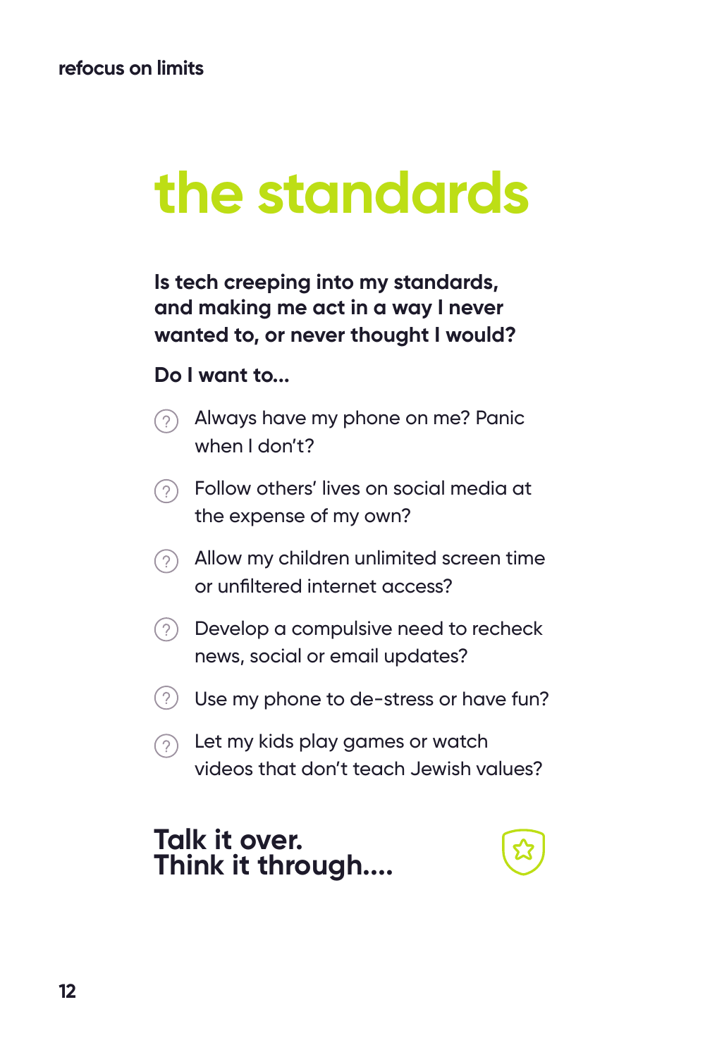refocus on limits

# the standards

**Is tech creeping into my standards, and making me act in a way I never wanted to, or never thought I would?**

**Do I want to...**

- Always have my phone on me? Panic when I don't?
- Follow others' lives on social media at the expense of my own?
- Allow my children unlimited screen time or unfiltered internet access?
- Develop a compulsive need to recheck news, social or email updates?
- Use my phone to de-stress or have fun?
- Let my kids play games or watch videos that don't teach Jewish values?

## Talk it over.
## Think it through....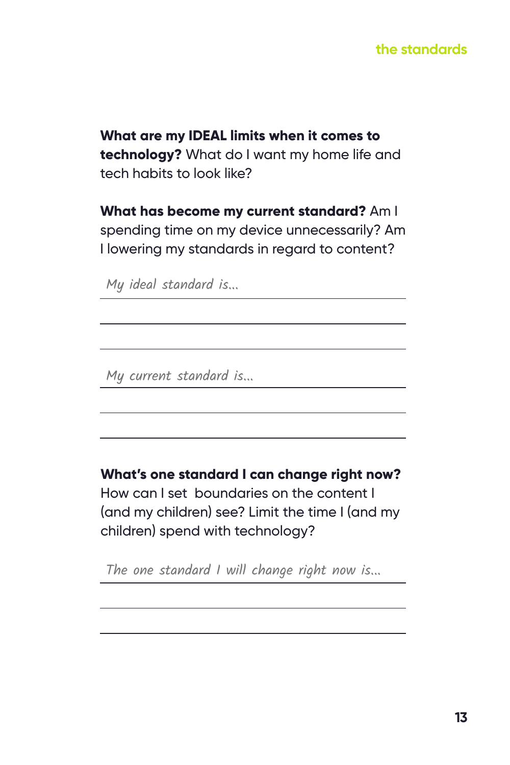**What are my IDEAL limits when it comes to technology?** What do I want my home life and tech habits to look like?

**What has become my current standard?** Am I spending time on my device unnecessarily? Am I lowering my standards in regard to content?

*My ideal standard is...*

*My current standard is...*

**What's one standard I can change right now?** How can I set boundaries on the content I (and my children) see? Limit the time I (and my children) spend with technology?

*The one standard I will change right now is...*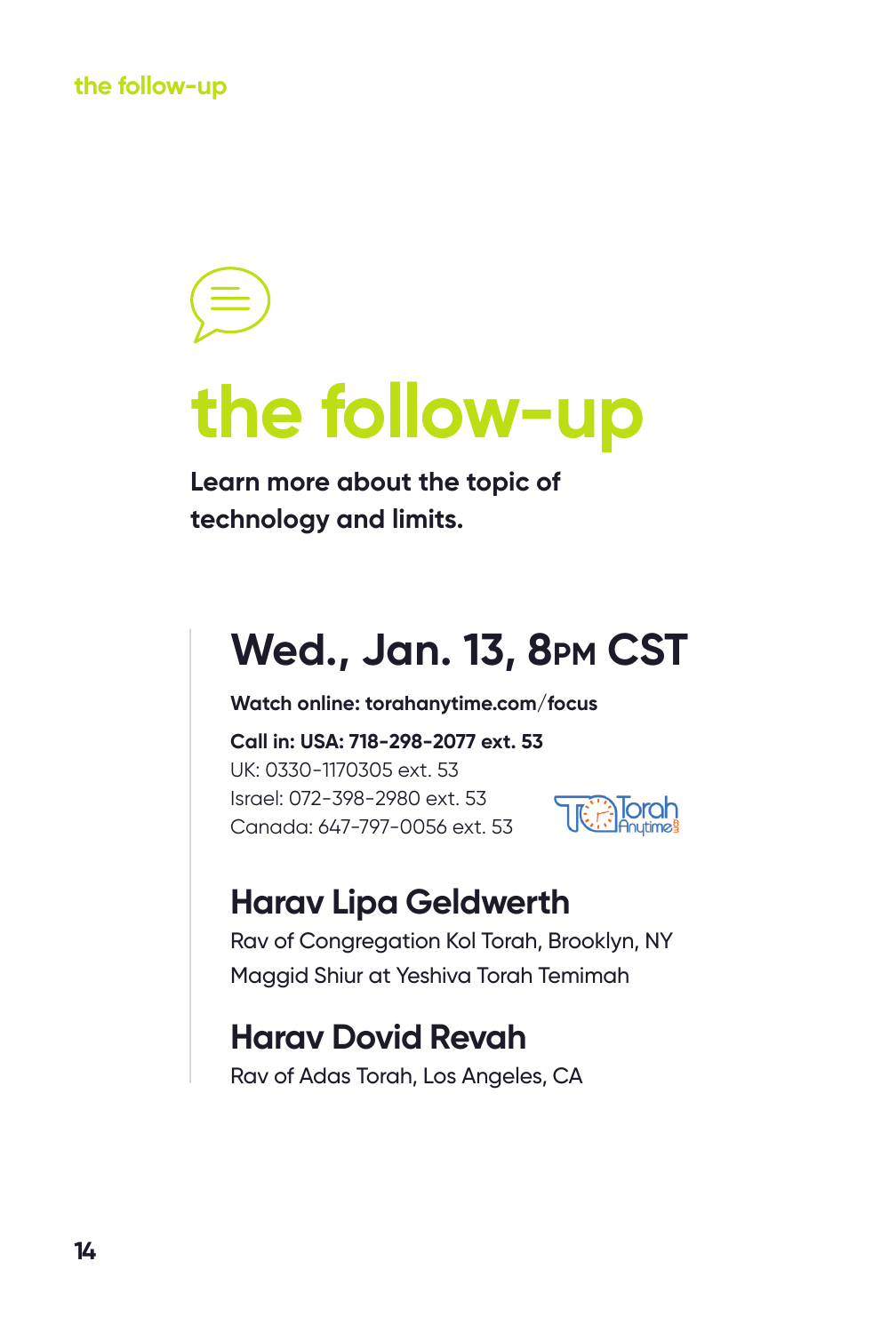# the follow-up

**Learn more about the topic of technology and limits.**

## Wed., Jan. 13, 8PM CST

**Watch online: torahanytime.com/focus**

**Call in: USA: 718-298-2077 ext. 53**
UK: 0330-1170305 ext. 53
Israel: 072-398-2980 ext. 53
Canada: 647-797-0056 ext. 53

### Harav Lipa Geldwerth

Rav of Congregation Kol Torah, Brooklyn, NY
Maggid Shiur at Yeshiva Torah Temimah

### Harav Dovid Revah

Rav of Adas Torah, Los Angeles, CA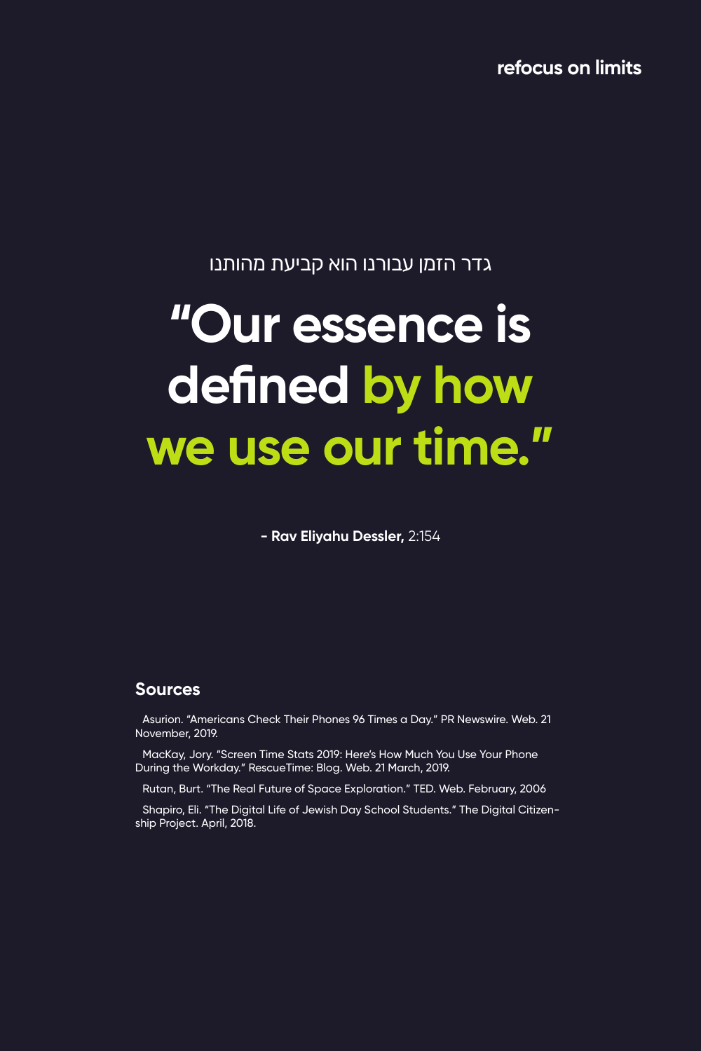refocus on limits

גדר הזמן עבורנו הוא קביעת מהותנו

# "Our essence is defined by how we use our time."

**- Rav Eliyahu Dessler,** 2:154

## Sources

Asurion. "Americans Check Their Phones 96 Times a Day." PR Newswire. Web. 21 November, 2019.

MacKay, Jory. "Screen Time Stats 2019: Here's How Much You Use Your Phone During the Workday." RescueTime: Blog. Web. 21 March, 2019.

Rutan, Burt. "The Real Future of Space Exploration." TED. Web. February, 2006

Shapiro, Eli. "The Digital Life of Jewish Day School Students." The Digital Citizenship Project. April, 2018.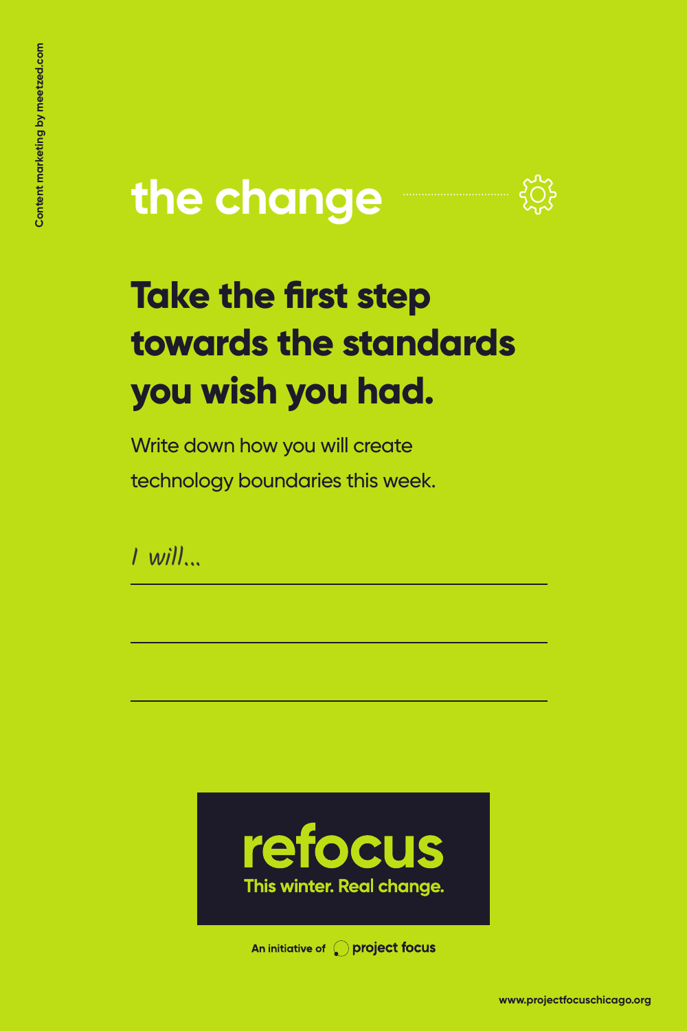Content marketing by meetzed.com

# the change

## Take the first step towards the standards you wish you had.

Write down how you will create technology boundaries this week.

*I will...*

\_\_\_\_\_\_\_\_\_\_\_\_\_\_\_\_\_\_\_\_\_\_\_\_\_\_\_\_\_\_\_\_\_\_\_\_\_\_\_\_

\_\_\_\_\_\_\_\_\_\_\_\_\_\_\_\_\_\_\_\_\_\_\_\_\_\_\_\_\_\_\_\_\_\_\_\_\_\_\_\_

\_\_\_\_\_\_\_\_\_\_\_\_\_\_\_\_\_\_\_\_\_\_\_\_\_\_\_\_\_\_\_\_\_\_\_\_\_\_\_\_

**refocus**

**This winter. Real change.**

An initiative of **project focus**

www.projectfocuschicago.org